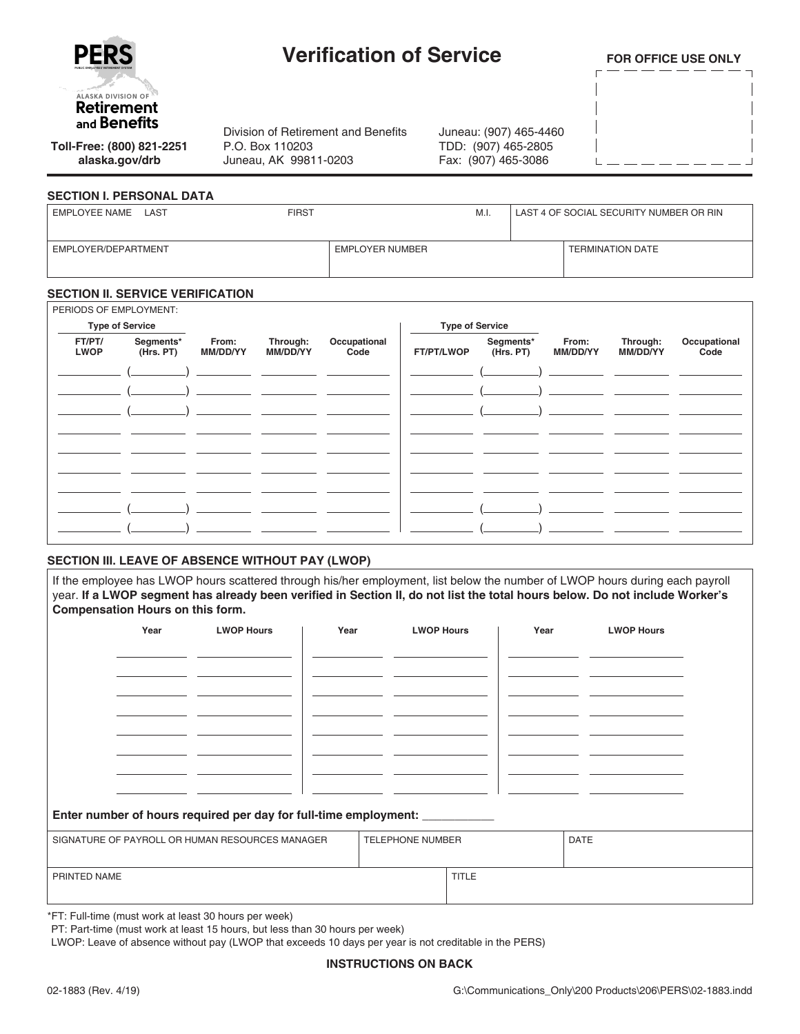**PERS**
PUBLIC EMPLOYEES' RETIREMENT SYSTEM

ALASKA DIVISION OF
**Retirement and Benefits**

**Toll-Free: (800) 821-2251**
**alaska.gov/drb**

# Verification of Service

Division of Retirement and Benefits
P.O. Box 110203
Juneau, AK 99811-0203

Juneau: (907) 465-4460
TDD: (907) 465-2805
Fax: (907) 465-3086

**FOR OFFICE USE ONLY**

## SECTION I. PERSONAL DATA

| EMPLOYEE NAME LAST | FIRST | M.I. | LAST 4 OF SOCIAL SECURITY NUMBER OR RIN |
|---|---|---|---|
| | | | |

| EMPLOYER/DEPARTMENT | EMPLOYER NUMBER | TERMINATION DATE |
|---|---|---|
| | | |

## SECTION II. SERVICE VERIFICATION

PERIODS OF EMPLOYMENT:

| Type of Service | | | | | Type of Service | | | | |
|---|---|---|---|---|---|---|---|---|---|
| FT/PT/ LWOP | Segments* (Hrs. PT) | From: MM/DD/YY | Through: MM/DD/YY | Occupational Code | FT/PT/LWOP | Segments* (Hrs. PT) | From: MM/DD/YY | Through: MM/DD/YY | Occupational Code |
| | ( ) | | | | | ( ) | | | |
| | ( ) | | | | | ( ) | | | |
| | ( ) | | | | | ( ) | | | |
| | | | | | | | | | |
| | | | | | | | | | |
| | | | | | | | | | |
| | | | | | | | | | |
| | ( ) | | | | | ( ) | | | |
| | ( ) | | | | | ( ) | | | |

## SECTION III. LEAVE OF ABSENCE WITHOUT PAY (LWOP)

If the employee has LWOP hours scattered through his/her employment, list below the number of LWOP hours during each payroll year. **If a LWOP segment has already been verified in Section II, do not list the total hours below. Do not include Worker's Compensation Hours on this form.**

| Year | LWOP Hours | Year | LWOP Hours | Year | LWOP Hours |
|---|---|---|---|---|---|
| | | | | | |
| | | | | | |
| | | | | | |
| | | | | | |
| | | | | | |
| | | | | | |
| | | | | | |
| | | | | | |

**Enter number of hours required per day for full-time employment:** ___________

| SIGNATURE OF PAYROLL OR HUMAN RESOURCES MANAGER | TELEPHONE NUMBER | DATE |
|---|---|---|
| | | |

| PRINTED NAME | TITLE |
|---|---|
| | |

*FT: Full-time (must work at least 30 hours per week)
PT: Part-time (must work at least 15 hours, but less than 30 hours per week)
LWOP: Leave of absence without pay (LWOP that exceeds 10 days per year is not creditable in the PERS)

**INSTRUCTIONS ON BACK**

02-1883 (Rev. 4/19) G:\Communications_Only\200 Products\206\PERS\02-1883.indd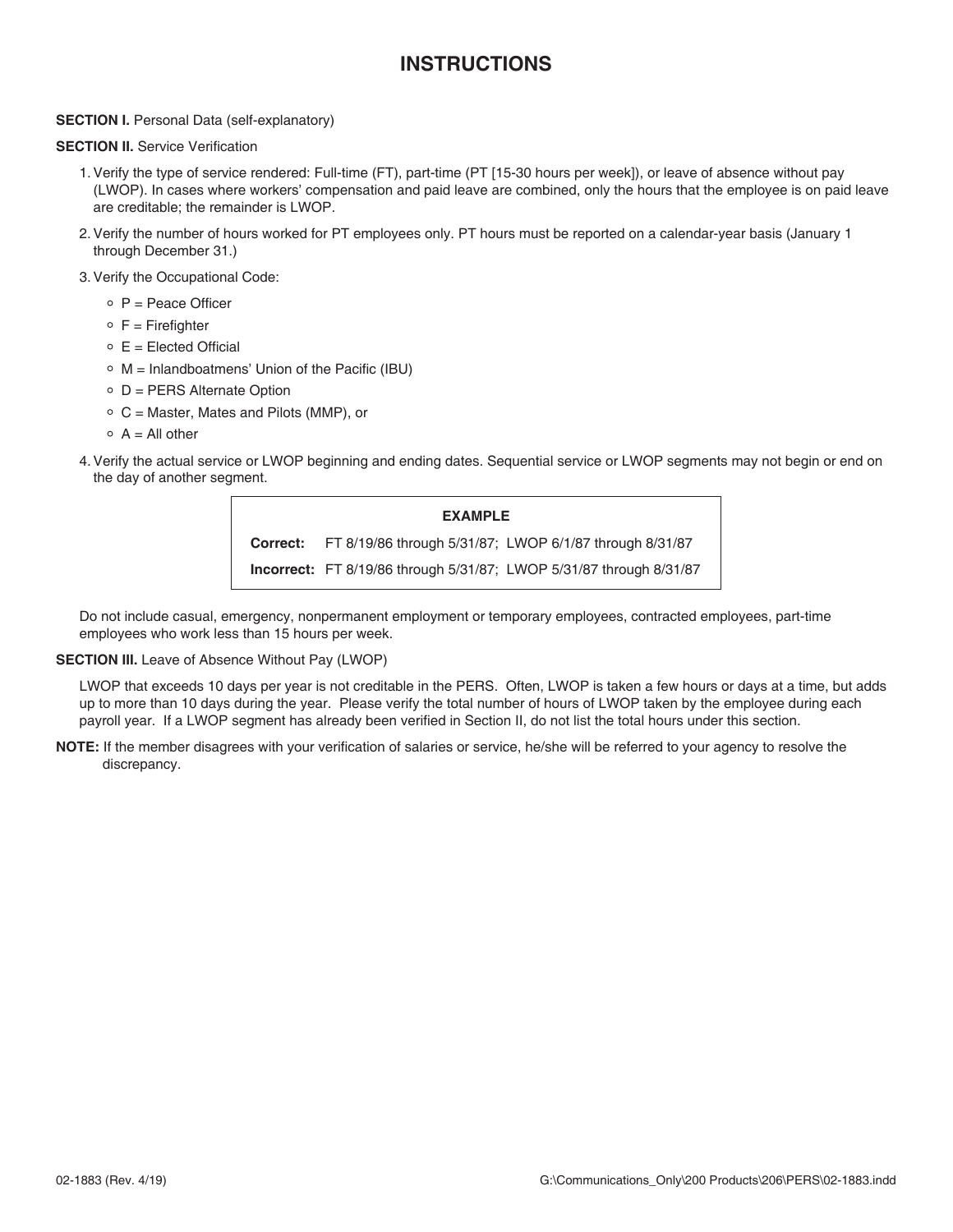# INSTRUCTIONS

**SECTION I.** Personal Data (self-explanatory)

**SECTION II.** Service Verification

1. Verify the type of service rendered: Full-time (FT), part-time (PT [15-30 hours per week]), or leave of absence without pay (LWOP). In cases where workers' compensation and paid leave are combined, only the hours that the employee is on paid leave are creditable; the remainder is LWOP.
2. Verify the number of hours worked for PT employees only. PT hours must be reported on a calendar-year basis (January 1 through December 31.)
3. Verify the Occupational Code:
   - P = Peace Officer
   - F = Firefighter
   - E = Elected Official
   - M = Inlandboatmens' Union of the Pacific (IBU)
   - D = PERS Alternate Option
   - C = Master, Mates and Pilots (MMP), or
   - A = All other
4. Verify the actual service or LWOP beginning and ending dates. Sequential service or LWOP segments may not begin or end on the day of another segment.

| EXAMPLE | |
|---|---|
| **Correct:** | FT 8/19/86 through 5/31/87; LWOP 6/1/87 through 8/31/87 |
| **Incorrect:** | FT 8/19/86 through 5/31/87; LWOP 5/31/87 through 8/31/87 |

Do not include casual, emergency, nonpermanent employment or temporary employees, contracted employees, part-time employees who work less than 15 hours per week.

**SECTION III.** Leave of Absence Without Pay (LWOP)

LWOP that exceeds 10 days per year is not creditable in the PERS. Often, LWOP is taken a few hours or days at a time, but adds up to more than 10 days during the year. Please verify the total number of hours of LWOP taken by the employee during each payroll year. If a LWOP segment has already been verified in Section II, do not list the total hours under this section.

**NOTE:** If the member disagrees with your verification of salaries or service, he/she will be referred to your agency to resolve the discrepancy.

02-1883 (Rev. 4/19)

G:\Communications_Only\200 Products\206\PERS\02-1883.indd